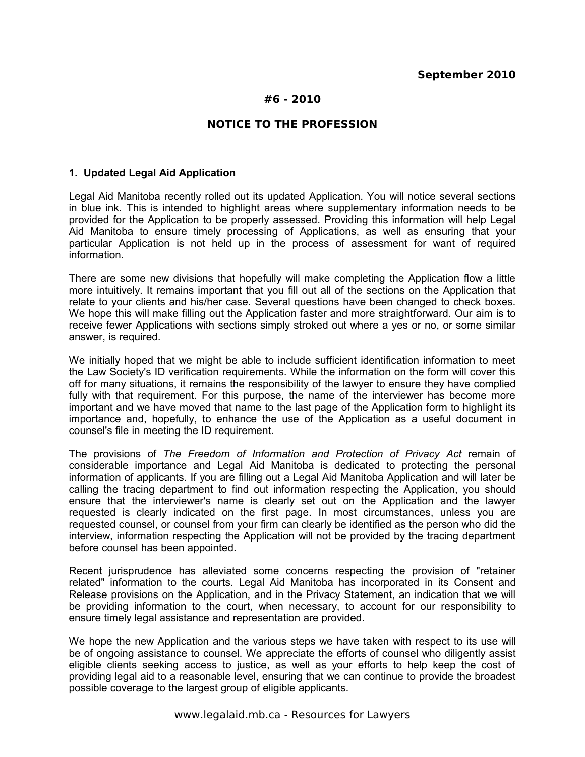**September 2010**

**#6 - 2010**

## NOTICE TO THE PROFESSION

### 1. Updated Legal Aid Application

Legal Aid Manitoba recently rolled out its updated Application. You will notice several sections in blue ink. This is intended to highlight areas where supplementary information needs to be provided for the Application to be properly assessed. Providing this information will help Legal Aid Manitoba to ensure timely processing of Applications, as well as ensuring that your particular Application is not held up in the process of assessment for want of required information.

There are some new divisions that hopefully will make completing the Application flow a little more intuitively. It remains important that you fill out all of the sections on the Application that relate to your clients and his/her case. Several questions have been changed to check boxes. We hope this will make filling out the Application faster and more straightforward. Our aim is to receive fewer Applications with sections simply stroked out where a yes or no, or some similar answer, is required.

We initially hoped that we might be able to include sufficient identification information to meet the Law Society's ID verification requirements. While the information on the form will cover this off for many situations, it remains the responsibility of the lawyer to ensure they have complied fully with that requirement. For this purpose, the name of the interviewer has become more important and we have moved that name to the last page of the Application form to highlight its importance and, hopefully, to enhance the use of the Application as a useful document in counsel's file in meeting the ID requirement.

The provisions of *The Freedom of Information and Protection of Privacy Act* remain of considerable importance and Legal Aid Manitoba is dedicated to protecting the personal information of applicants. If you are filling out a Legal Aid Manitoba Application and will later be calling the tracing department to find out information respecting the Application, you should ensure that the interviewer's name is clearly set out on the Application and the lawyer requested is clearly indicated on the first page. In most circumstances, unless you are requested counsel, or counsel from your firm can clearly be identified as the person who did the interview, information respecting the Application will not be provided by the tracing department before counsel has been appointed.

Recent jurisprudence has alleviated some concerns respecting the provision of "retainer related" information to the courts. Legal Aid Manitoba has incorporated in its Consent and Release provisions on the Application, and in the Privacy Statement, an indication that we will be providing information to the court, when necessary, to account for our responsibility to ensure timely legal assistance and representation are provided.

We hope the new Application and the various steps we have taken with respect to its use will be of ongoing assistance to counsel. We appreciate the efforts of counsel who diligently assist eligible clients seeking access to justice, as well as your efforts to help keep the cost of providing legal aid to a reasonable level, ensuring that we can continue to provide the broadest possible coverage to the largest group of eligible applicants.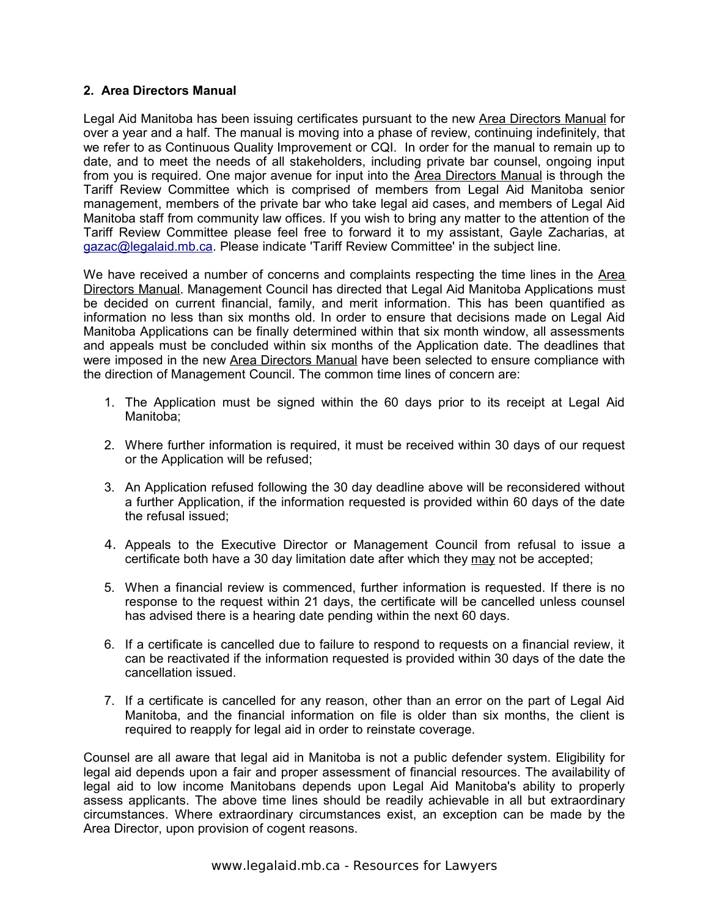## 2. Area Directors Manual

Legal Aid Manitoba has been issuing certificates pursuant to the new Area Directors Manual for over a year and a half. The manual is moving into a phase of review, continuing indefinitely, that we refer to as Continuous Quality Improvement or CQI. In order for the manual to remain up to date, and to meet the needs of all stakeholders, including private bar counsel, ongoing input from you is required. One major avenue for input into the Area Directors Manual is through the Tariff Review Committee which is comprised of members from Legal Aid Manitoba senior management, members of the private bar who take legal aid cases, and members of Legal Aid Manitoba staff from community law offices. If you wish to bring any matter to the attention of the Tariff Review Committee please feel free to forward it to my assistant, Gayle Zacharias, at gazac@legalaid.mb.ca. Please indicate 'Tariff Review Committee' in the subject line.

We have received a number of concerns and complaints respecting the time lines in the Area Directors Manual. Management Council has directed that Legal Aid Manitoba Applications must be decided on current financial, family, and merit information. This has been quantified as information no less than six months old. In order to ensure that decisions made on Legal Aid Manitoba Applications can be finally determined within that six month window, all assessments and appeals must be concluded within six months of the Application date. The deadlines that were imposed in the new Area Directors Manual have been selected to ensure compliance with the direction of Management Council. The common time lines of concern are:

1. The Application must be signed within the 60 days prior to its receipt at Legal Aid Manitoba;
2. Where further information is required, it must be received within 30 days of our request or the Application will be refused;
3. An Application refused following the 30 day deadline above will be reconsidered without a further Application, if the information requested is provided within 60 days of the date the refusal issued;
4. Appeals to the Executive Director or Management Council from refusal to issue a certificate both have a 30 day limitation date after which they may not be accepted;
5. When a financial review is commenced, further information is requested. If there is no response to the request within 21 days, the certificate will be cancelled unless counsel has advised there is a hearing date pending within the next 60 days.
6. If a certificate is cancelled due to failure to respond to requests on a financial review, it can be reactivated if the information requested is provided within 30 days of the date the cancellation issued.
7. If a certificate is cancelled for any reason, other than an error on the part of Legal Aid Manitoba, and the financial information on file is older than six months, the client is required to reapply for legal aid in order to reinstate coverage.

Counsel are all aware that legal aid in Manitoba is not a public defender system. Eligibility for legal aid depends upon a fair and proper assessment of financial resources. The availability of legal aid to low income Manitobans depends upon Legal Aid Manitoba's ability to properly assess applicants. The above time lines should be readily achievable in all but extraordinary circumstances. Where extraordinary circumstances exist, an exception can be made by the Area Director, upon provision of cogent reasons.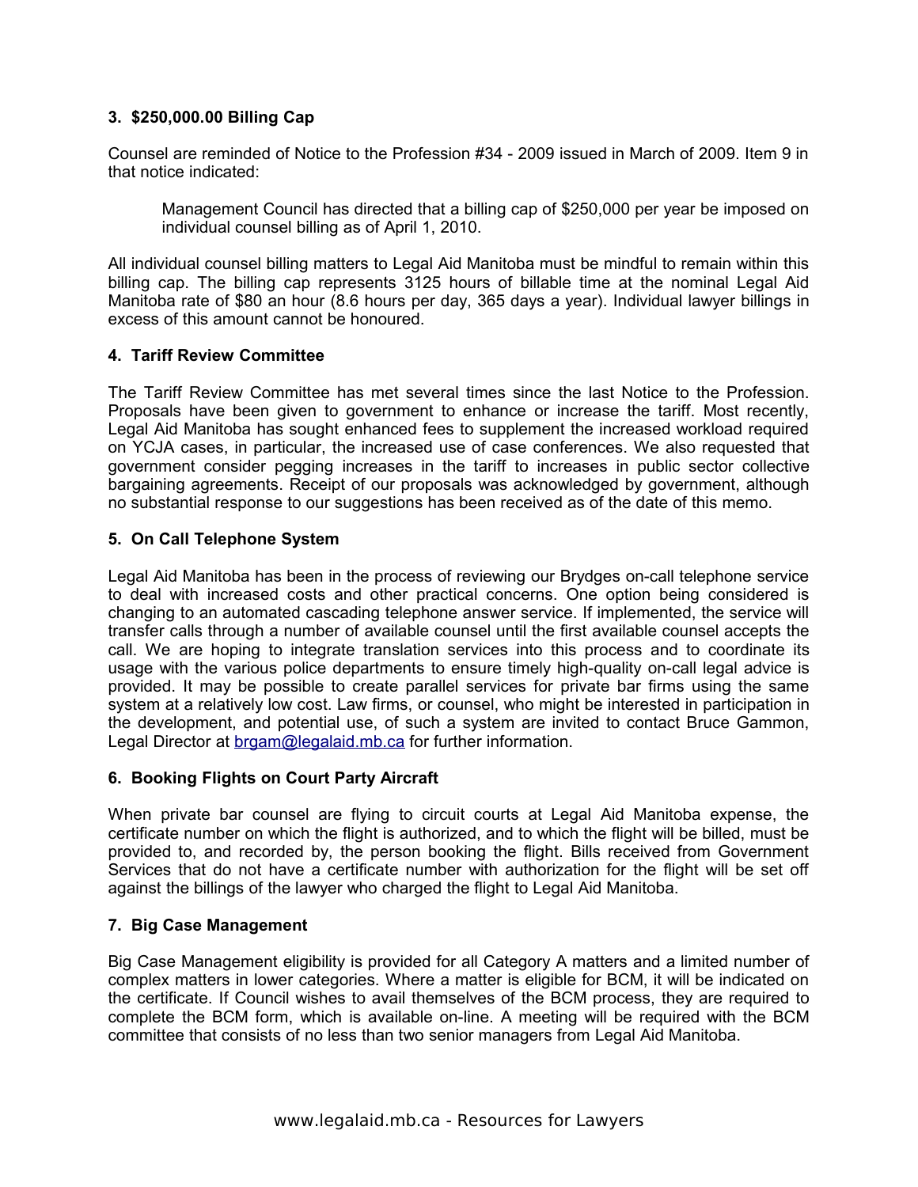### 3. $250,000.00 Billing Cap

Counsel are reminded of Notice to the Profession #34 - 2009 issued in March of 2009. Item 9 in that notice indicated:

> Management Council has directed that a billing cap of $250,000 per year be imposed on individual counsel billing as of April 1, 2010.

All individual counsel billing matters to Legal Aid Manitoba must be mindful to remain within this billing cap. The billing cap represents 3125 hours of billable time at the nominal Legal Aid Manitoba rate of $80 an hour (8.6 hours per day, 365 days a year). Individual lawyer billings in excess of this amount cannot be honoured.

### 4. Tariff Review Committee

The Tariff Review Committee has met several times since the last Notice to the Profession. Proposals have been given to government to enhance or increase the tariff. Most recently, Legal Aid Manitoba has sought enhanced fees to supplement the increased workload required on YCJA cases, in particular, the increased use of case conferences. We also requested that government consider pegging increases in the tariff to increases in public sector collective bargaining agreements. Receipt of our proposals was acknowledged by government, although no substantial response to our suggestions has been received as of the date of this memo.

### 5. On Call Telephone System

Legal Aid Manitoba has been in the process of reviewing our Brydges on-call telephone service to deal with increased costs and other practical concerns. One option being considered is changing to an automated cascading telephone answer service. If implemented, the service will transfer calls through a number of available counsel until the first available counsel accepts the call. We are hoping to integrate translation services into this process and to coordinate its usage with the various police departments to ensure timely high-quality on-call legal advice is provided. It may be possible to create parallel services for private bar firms using the same system at a relatively low cost. Law firms, or counsel, who might be interested in participation in the development, and potential use, of such a system are invited to contact Bruce Gammon, Legal Director at brgam@legalaid.mb.ca for further information.

### 6. Booking Flights on Court Party Aircraft

When private bar counsel are flying to circuit courts at Legal Aid Manitoba expense, the certificate number on which the flight is authorized, and to which the flight will be billed, must be provided to, and recorded by, the person booking the flight. Bills received from Government Services that do not have a certificate number with authorization for the flight will be set off against the billings of the lawyer who charged the flight to Legal Aid Manitoba.

### 7. Big Case Management

Big Case Management eligibility is provided for all Category A matters and a limited number of complex matters in lower categories. Where a matter is eligible for BCM, it will be indicated on the certificate. If Council wishes to avail themselves of the BCM process, they are required to complete the BCM form, which is available on-line. A meeting will be required with the BCM committee that consists of no less than two senior managers from Legal Aid Manitoba.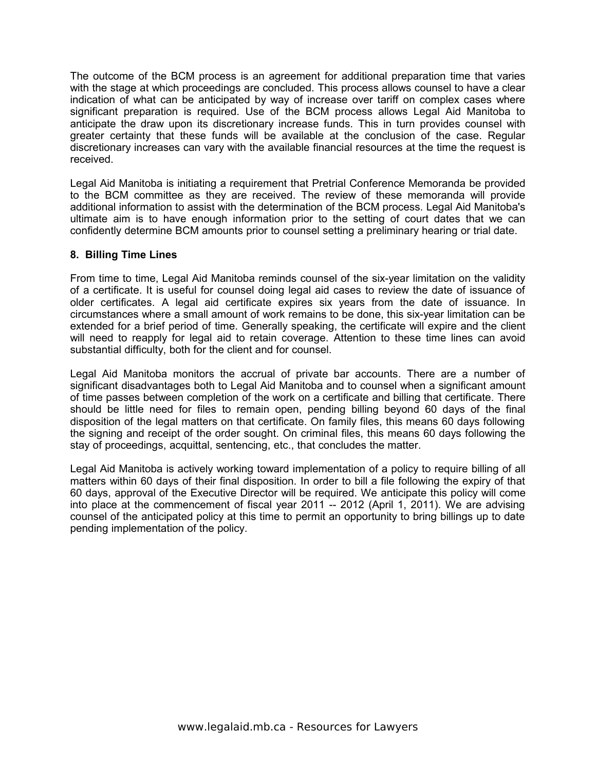The outcome of the BCM process is an agreement for additional preparation time that varies with the stage at which proceedings are concluded. This process allows counsel to have a clear indication of what can be anticipated by way of increase over tariff on complex cases where significant preparation is required. Use of the BCM process allows Legal Aid Manitoba to anticipate the draw upon its discretionary increase funds. This in turn provides counsel with greater certainty that these funds will be available at the conclusion of the case. Regular discretionary increases can vary with the available financial resources at the time the request is received.

Legal Aid Manitoba is initiating a requirement that Pretrial Conference Memoranda be provided to the BCM committee as they are received. The review of these memoranda will provide additional information to assist with the determination of the BCM process. Legal Aid Manitoba's ultimate aim is to have enough information prior to the setting of court dates that we can confidently determine BCM amounts prior to counsel setting a preliminary hearing or trial date.

### 8. Billing Time Lines

From time to time, Legal Aid Manitoba reminds counsel of the six-year limitation on the validity of a certificate. It is useful for counsel doing legal aid cases to review the date of issuance of older certificates. A legal aid certificate expires six years from the date of issuance. In circumstances where a small amount of work remains to be done, this six-year limitation can be extended for a brief period of time. Generally speaking, the certificate will expire and the client will need to reapply for legal aid to retain coverage. Attention to these time lines can avoid substantial difficulty, both for the client and for counsel.

Legal Aid Manitoba monitors the accrual of private bar accounts. There are a number of significant disadvantages both to Legal Aid Manitoba and to counsel when a significant amount of time passes between completion of the work on a certificate and billing that certificate. There should be little need for files to remain open, pending billing beyond 60 days of the final disposition of the legal matters on that certificate. On family files, this means 60 days following the signing and receipt of the order sought. On criminal files, this means 60 days following the stay of proceedings, acquittal, sentencing, etc., that concludes the matter.

Legal Aid Manitoba is actively working toward implementation of a policy to require billing of all matters within 60 days of their final disposition. In order to bill a file following the expiry of that 60 days, approval of the Executive Director will be required. We anticipate this policy will come into place at the commencement of fiscal year 2011 -- 2012 (April 1, 2011). We are advising counsel of the anticipated policy at this time to permit an opportunity to bring billings up to date pending implementation of the policy.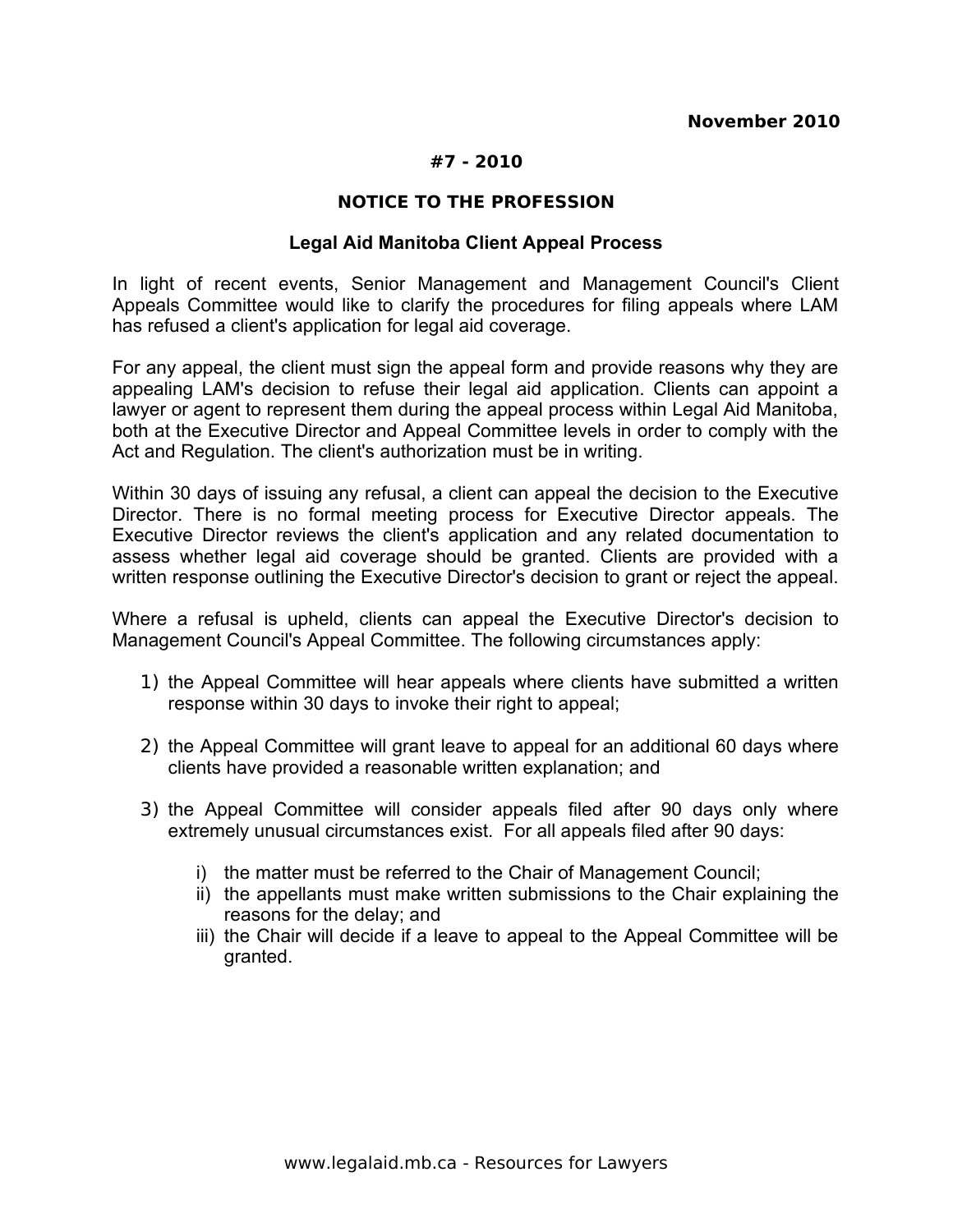November 2010

**#7 - 2010**

## NOTICE TO THE PROFESSION

### Legal Aid Manitoba Client Appeal Process

In light of recent events, Senior Management and Management Council's Client Appeals Committee would like to clarify the procedures for filing appeals where LAM has refused a client's application for legal aid coverage.

For any appeal, the client must sign the appeal form and provide reasons why they are appealing LAM's decision to refuse their legal aid application. Clients can appoint a lawyer or agent to represent them during the appeal process within Legal Aid Manitoba, both at the Executive Director and Appeal Committee levels in order to comply with the Act and Regulation. The client's authorization must be in writing.

Within 30 days of issuing any refusal, a client can appeal the decision to the Executive Director. There is no formal meeting process for Executive Director appeals. The Executive Director reviews the client's application and any related documentation to assess whether legal aid coverage should be granted. Clients are provided with a written response outlining the Executive Director's decision to grant or reject the appeal.

Where a refusal is upheld, clients can appeal the Executive Director's decision to Management Council's Appeal Committee. The following circumstances apply:

1) the Appeal Committee will hear appeals where clients have submitted a written response within 30 days to invoke their right to appeal;

2) the Appeal Committee will grant leave to appeal for an additional 60 days where clients have provided a reasonable written explanation; and

3) the Appeal Committee will consider appeals filed after 90 days only where extremely unusual circumstances exist. For all appeals filed after 90 days:

   i) the matter must be referred to the Chair of Management Council;
   ii) the appellants must make written submissions to the Chair explaining the reasons for the delay; and
   iii) the Chair will decide if a leave to appeal to the Appeal Committee will be granted.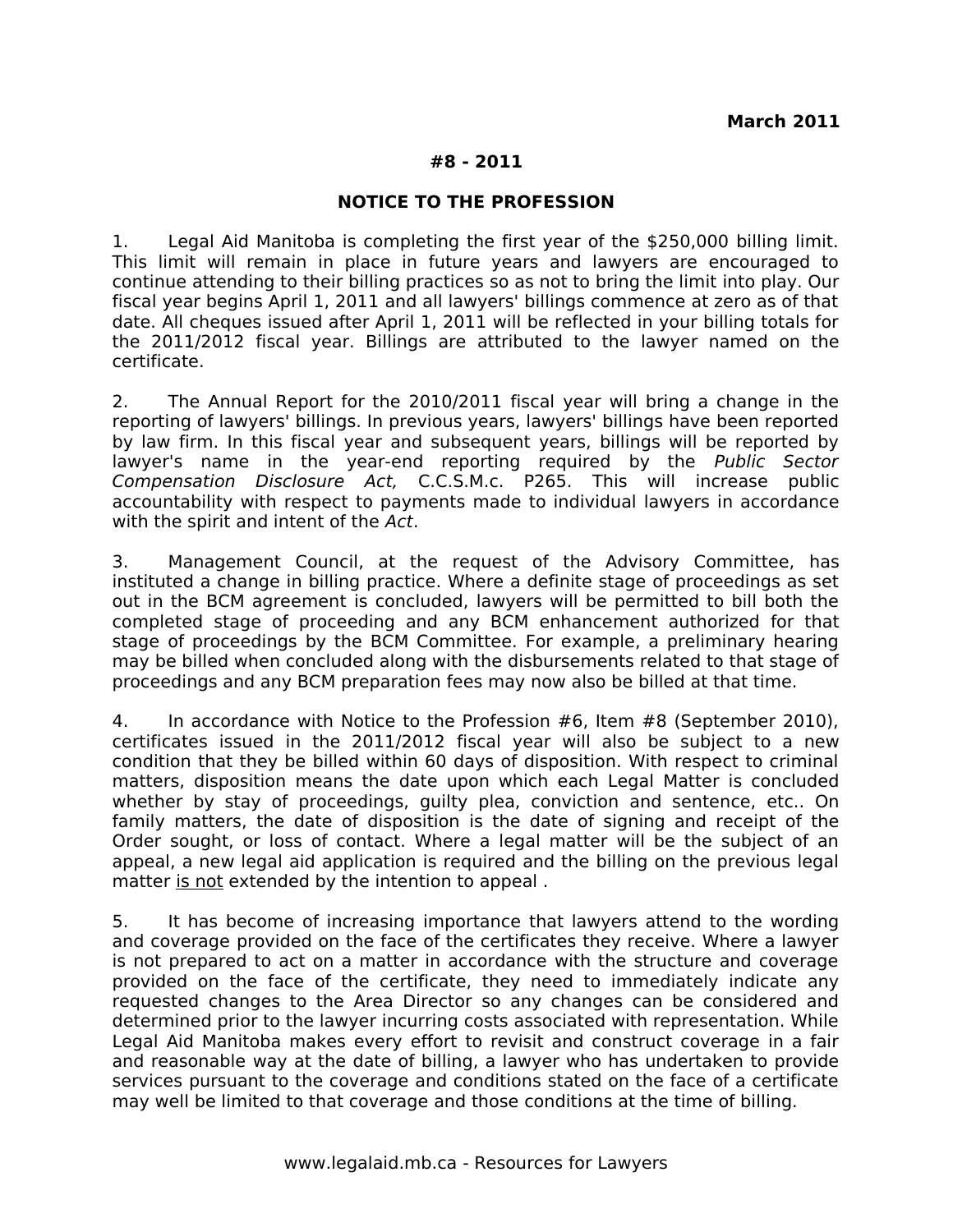**March 2011**

**#8 - 2011**

**NOTICE TO THE PROFESSION**

1. Legal Aid Manitoba is completing the first year of the $250,000 billing limit. This limit will remain in place in future years and lawyers are encouraged to continue attending to their billing practices so as not to bring the limit into play. Our fiscal year begins April 1, 2011 and all lawyers' billings commence at zero as of that date. All cheques issued after April 1, 2011 will be reflected in your billing totals for the 2011/2012 fiscal year. Billings are attributed to the lawyer named on the certificate.

2. The Annual Report for the 2010/2011 fiscal year will bring a change in the reporting of lawyers' billings. In previous years, lawyers' billings have been reported by law firm. In this fiscal year and subsequent years, billings will be reported by lawyer's name in the year-end reporting required by the *Public Sector Compensation Disclosure Act,* C.C.S.M.c. P265. This will increase public accountability with respect to payments made to individual lawyers in accordance with the spirit and intent of the *Act*.

3. Management Council, at the request of the Advisory Committee, has instituted a change in billing practice. Where a definite stage of proceedings as set out in the BCM agreement is concluded, lawyers will be permitted to bill both the completed stage of proceeding and any BCM enhancement authorized for that stage of proceedings by the BCM Committee. For example, a preliminary hearing may be billed when concluded along with the disbursements related to that stage of proceedings and any BCM preparation fees may now also be billed at that time.

4. In accordance with Notice to the Profession #6, Item #8 (September 2010), certificates issued in the 2011/2012 fiscal year will also be subject to a new condition that they be billed within 60 days of disposition. With respect to criminal matters, disposition means the date upon which each Legal Matter is concluded whether by stay of proceedings, guilty plea, conviction and sentence, etc.. On family matters, the date of disposition is the date of signing and receipt of the Order sought, or loss of contact. Where a legal matter will be the subject of an appeal, a new legal aid application is required and the billing on the previous legal matter <u>is not</u> extended by the intention to appeal .

5. It has become of increasing importance that lawyers attend to the wording and coverage provided on the face of the certificates they receive. Where a lawyer is not prepared to act on a matter in accordance with the structure and coverage provided on the face of the certificate, they need to immediately indicate any requested changes to the Area Director so any changes can be considered and determined prior to the lawyer incurring costs associated with representation. While Legal Aid Manitoba makes every effort to revisit and construct coverage in a fair and reasonable way at the date of billing, a lawyer who has undertaken to provide services pursuant to the coverage and conditions stated on the face of a certificate may well be limited to that coverage and those conditions at the time of billing.